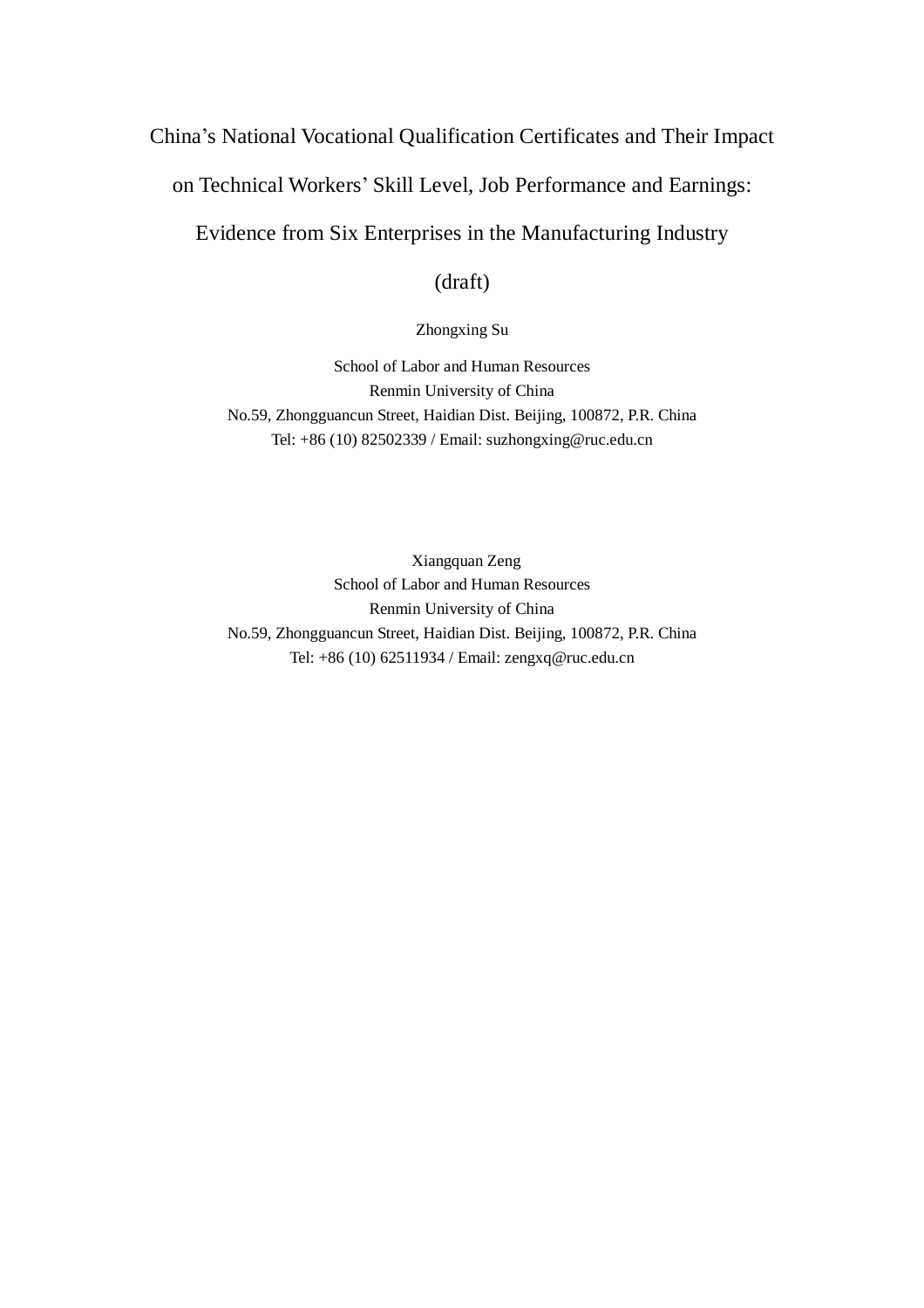# China's National Vocational Qualification Certificates and Their Impact on Technical Workers' Skill Level, Job Performance and Earnings: Evidence from Six Enterprises in the Manufacturing Industry

(draft)

Zhongxing Su

School of Labor and Human Resources
Renmin University of China
No.59, Zhongguancun Street, Haidian Dist. Beijing, 100872, P.R. China
Tel: +86 (10) 82502339 / Email: suzhongxing@ruc.edu.cn

Xiangquan Zeng
School of Labor and Human Resources
Renmin University of China
No.59, Zhongguancun Street, Haidian Dist. Beijing, 100872, P.R. China
Tel: +86 (10) 62511934 / Email: zengxq@ruc.edu.cn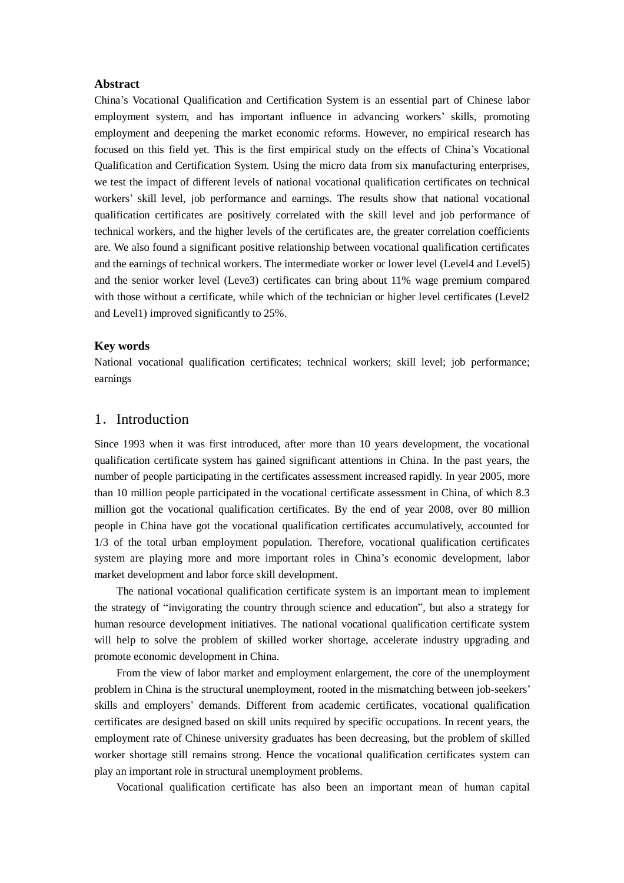**Abstract**

China's Vocational Qualification and Certification System is an essential part of Chinese labor employment system, and has important influence in advancing workers' skills, promoting employment and deepening the market economic reforms. However, no empirical research has focused on this field yet. This is the first empirical study on the effects of China's Vocational Qualification and Certification System. Using the micro data from six manufacturing enterprises, we test the impact of different levels of national vocational qualification certificates on technical workers' skill level, job performance and earnings. The results show that national vocational qualification certificates are positively correlated with the skill level and job performance of technical workers, and the higher levels of the certificates are, the greater correlation coefficients are. We also found a significant positive relationship between vocational qualification certificates and the earnings of technical workers. The intermediate worker or lower level (Level4 and Level5) and the senior worker level (Leve3) certificates can bring about 11% wage premium compared with those without a certificate, while which of the technician or higher level certificates (Level2 and Level1) improved significantly to 25%.

**Key words**

National vocational qualification certificates; technical workers; skill level; job performance; earnings

## 1. Introduction

Since 1993 when it was first introduced, after more than 10 years development, the vocational qualification certificate system has gained significant attentions in China. In the past years, the number of people participating in the certificates assessment increased rapidly. In year 2005, more than 10 million people participated in the vocational certificate assessment in China, of which 8.3 million got the vocational qualification certificates. By the end of year 2008, over 80 million people in China have got the vocational qualification certificates accumulatively, accounted for 1/3 of the total urban employment population. Therefore, vocational qualification certificates system are playing more and more important roles in China's economic development, labor market development and labor force skill development.

The national vocational qualification certificate system is an important mean to implement the strategy of "invigorating the country through science and education", but also a strategy for human resource development initiatives. The national vocational qualification certificate system will help to solve the problem of skilled worker shortage, accelerate industry upgrading and promote economic development in China.

From the view of labor market and employment enlargement, the core of the unemployment problem in China is the structural unemployment, rooted in the mismatching between job-seekers' skills and employers' demands. Different from academic certificates, vocational qualification certificates are designed based on skill units required by specific occupations. In recent years, the employment rate of Chinese university graduates has been decreasing, but the problem of skilled worker shortage still remains strong. Hence the vocational qualification certificates system can play an important role in structural unemployment problems.

Vocational qualification certificate has also been an important mean of human capital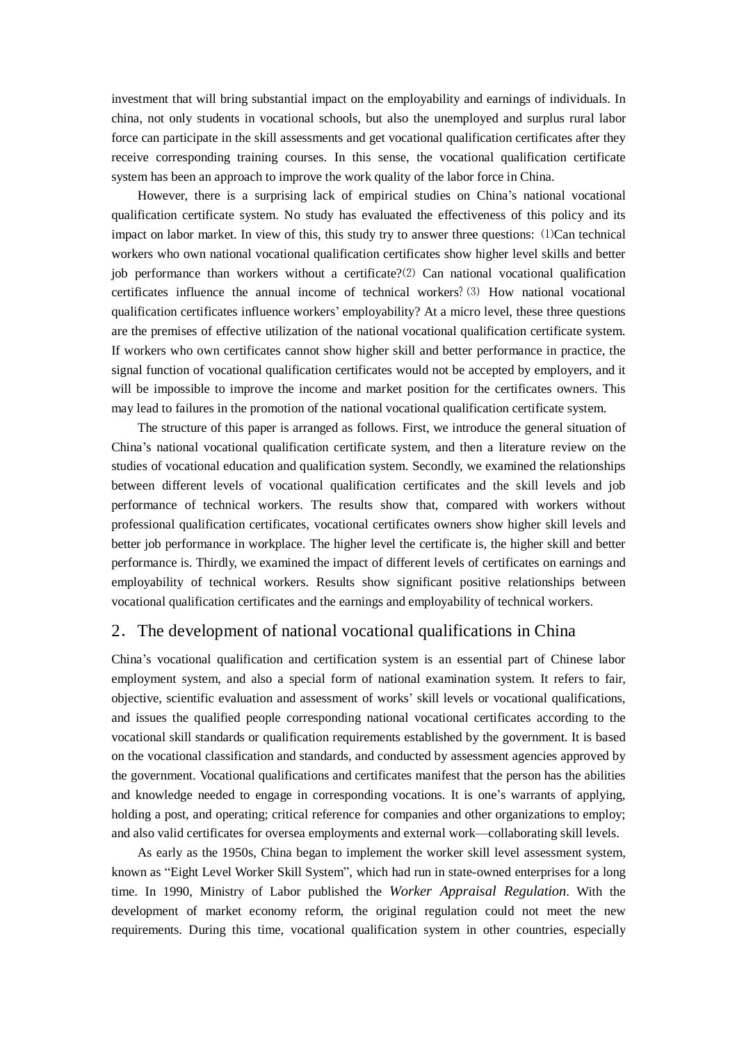investment that will bring substantial impact on the employability and earnings of individuals. In china, not only students in vocational schools, but also the unemployed and surplus rural labor force can participate in the skill assessments and get vocational qualification certificates after they receive corresponding training courses. In this sense, the vocational qualification certificate system has been an approach to improve the work quality of the labor force in China.

However, there is a surprising lack of empirical studies on China's national vocational qualification certificate system. No study has evaluated the effectiveness of this policy and its impact on labor market. In view of this, this study try to answer three questions: ⑴Can technical workers who own national vocational qualification certificates show higher level skills and better job performance than workers without a certificate?⑵ Can national vocational qualification certificates influence the annual income of technical workers?⑶ How national vocational qualification certificates influence workers' employability? At a micro level, these three questions are the premises of effective utilization of the national vocational qualification certificate system. If workers who own certificates cannot show higher skill and better performance in practice, the signal function of vocational qualification certificates would not be accepted by employers, and it will be impossible to improve the income and market position for the certificates owners. This may lead to failures in the promotion of the national vocational qualification certificate system.

The structure of this paper is arranged as follows. First, we introduce the general situation of China's national vocational qualification certificate system, and then a literature review on the studies of vocational education and qualification system. Secondly, we examined the relationships between different levels of vocational qualification certificates and the skill levels and job performance of technical workers. The results show that, compared with workers without professional qualification certificates, vocational certificates owners show higher skill levels and better job performance in workplace. The higher level the certificate is, the higher skill and better performance is. Thirdly, we examined the impact of different levels of certificates on earnings and employability of technical workers. Results show significant positive relationships between vocational qualification certificates and the earnings and employability of technical workers.

## 2. The development of national vocational qualifications in China

China's vocational qualification and certification system is an essential part of Chinese labor employment system, and also a special form of national examination system. It refers to fair, objective, scientific evaluation and assessment of works' skill levels or vocational qualifications, and issues the qualified people corresponding national vocational certificates according to the vocational skill standards or qualification requirements established by the government. It is based on the vocational classification and standards, and conducted by assessment agencies approved by the government. Vocational qualifications and certificates manifest that the person has the abilities and knowledge needed to engage in corresponding vocations. It is one's warrants of applying, holding a post, and operating; critical reference for companies and other organizations to employ; and also valid certificates for oversea employments and external work—collaborating skill levels.

As early as the 1950s, China began to implement the worker skill level assessment system, known as "Eight Level Worker Skill System", which had run in state-owned enterprises for a long time. In 1990, Ministry of Labor published the *Worker Appraisal Regulation*. With the development of market economy reform, the original regulation could not meet the new requirements. During this time, vocational qualification system in other countries, especially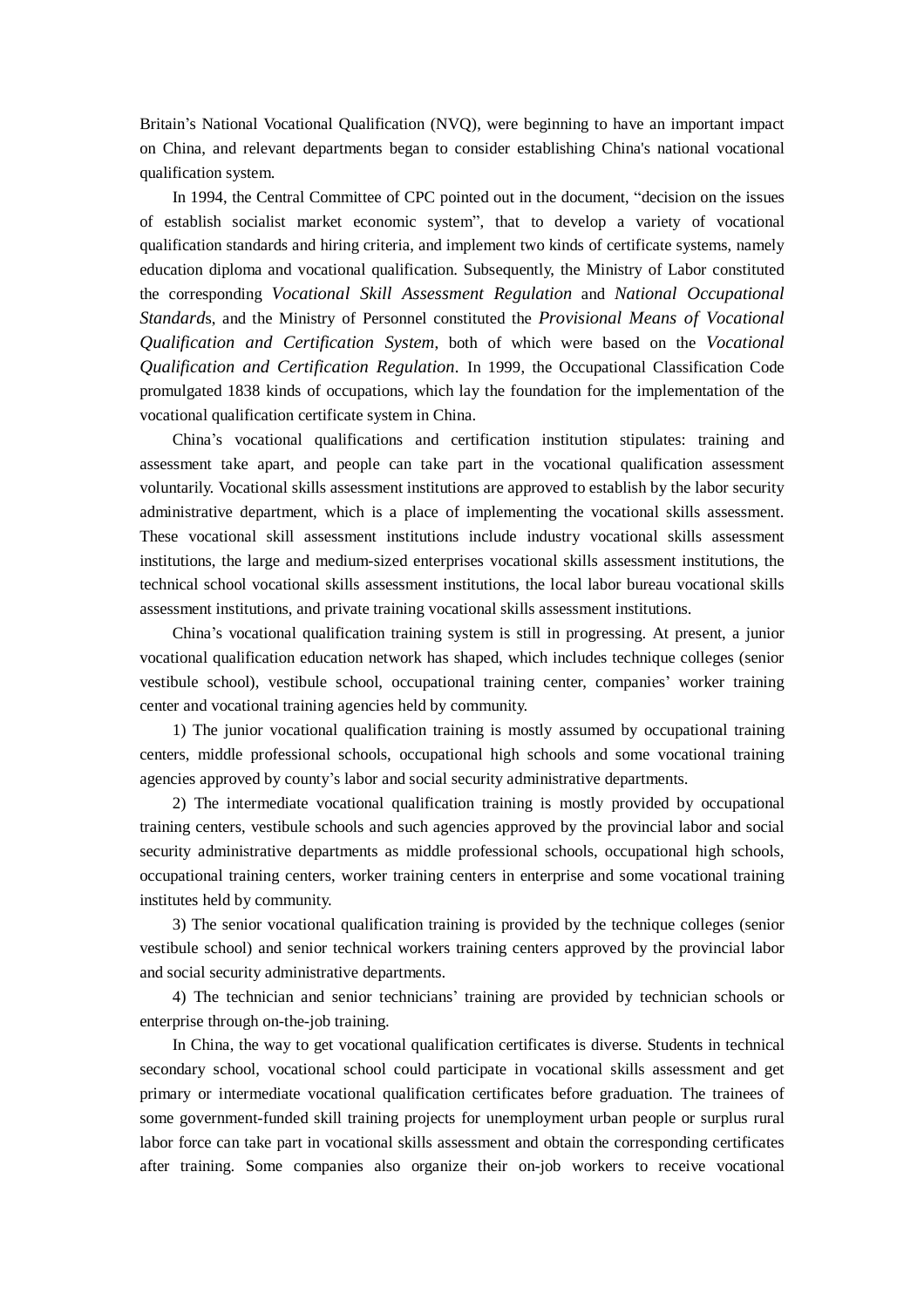Britain’s National Vocational Qualification (NVQ), were beginning to have an important impact on China, and relevant departments began to consider establishing China's national vocational qualification system.

In 1994, the Central Committee of CPC pointed out in the document, “decision on the issues of establish socialist market economic system”, that to develop a variety of vocational qualification standards and hiring criteria, and implement two kinds of certificate systems, namely education diploma and vocational qualification. Subsequently, the Ministry of Labor constituted the corresponding *Vocational Skill Assessment Regulation* and *National Occupational Standard*s, and the Ministry of Personnel constituted the *Provisional Means of Vocational Qualification and Certification System*, both of which were based on the *Vocational Qualification and Certification Regulation*. In 1999, the Occupational Classification Code promulgated 1838 kinds of occupations, which lay the foundation for the implementation of the vocational qualification certificate system in China.

China’s vocational qualifications and certification institution stipulates: training and assessment take apart, and people can take part in the vocational qualification assessment voluntarily. Vocational skills assessment institutions are approved to establish by the labor security administrative department, which is a place of implementing the vocational skills assessment. These vocational skill assessment institutions include industry vocational skills assessment institutions, the large and medium-sized enterprises vocational skills assessment institutions, the technical school vocational skills assessment institutions, the local labor bureau vocational skills assessment institutions, and private training vocational skills assessment institutions.

China’s vocational qualification training system is still in progressing. At present, a junior vocational qualification education network has shaped, which includes technique colleges (senior vestibule school), vestibule school, occupational training center, companies’ worker training center and vocational training agencies held by community.

1) The junior vocational qualification training is mostly assumed by occupational training centers, middle professional schools, occupational high schools and some vocational training agencies approved by county’s labor and social security administrative departments.

2) The intermediate vocational qualification training is mostly provided by occupational training centers, vestibule schools and such agencies approved by the provincial labor and social security administrative departments as middle professional schools, occupational high schools, occupational training centers, worker training centers in enterprise and some vocational training institutes held by community.

3) The senior vocational qualification training is provided by the technique colleges (senior vestibule school) and senior technical workers training centers approved by the provincial labor and social security administrative departments.

4) The technician and senior technicians’ training are provided by technician schools or enterprise through on-the-job training.

In China, the way to get vocational qualification certificates is diverse. Students in technical secondary school, vocational school could participate in vocational skills assessment and get primary or intermediate vocational qualification certificates before graduation. The trainees of some government-funded skill training projects for unemployment urban people or surplus rural labor force can take part in vocational skills assessment and obtain the corresponding certificates after training. Some companies also organize their on-job workers to receive vocational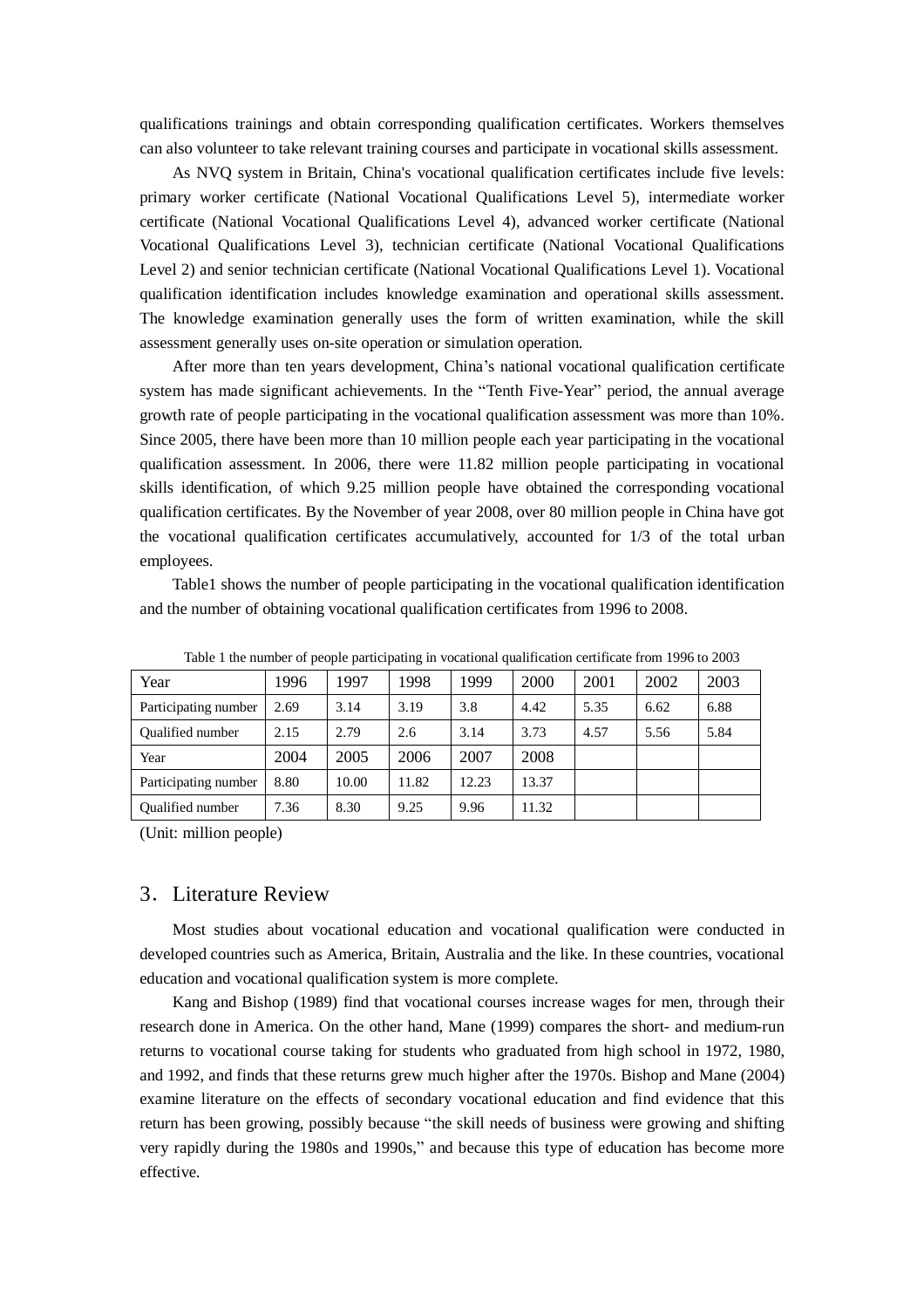qualifications trainings and obtain corresponding qualification certificates. Workers themselves can also volunteer to take relevant training courses and participate in vocational skills assessment.

As NVQ system in Britain, China's vocational qualification certificates include five levels: primary worker certificate (National Vocational Qualifications Level 5), intermediate worker certificate (National Vocational Qualifications Level 4), advanced worker certificate (National Vocational Qualifications Level 3), technician certificate (National Vocational Qualifications Level 2) and senior technician certificate (National Vocational Qualifications Level 1). Vocational qualification identification includes knowledge examination and operational skills assessment. The knowledge examination generally uses the form of written examination, while the skill assessment generally uses on-site operation or simulation operation.

After more than ten years development, China's national vocational qualification certificate system has made significant achievements. In the "Tenth Five-Year" period, the annual average growth rate of people participating in the vocational qualification assessment was more than 10%. Since 2005, there have been more than 10 million people each year participating in the vocational qualification assessment. In 2006, there were 11.82 million people participating in vocational skills identification, of which 9.25 million people have obtained the corresponding vocational qualification certificates. By the November of year 2008, over 80 million people in China have got the vocational qualification certificates accumulatively, accounted for 1/3 of the total urban employees.

Table1 shows the number of people participating in the vocational qualification identification and the number of obtaining vocational qualification certificates from 1996 to 2008.

Table 1 the number of people participating in vocational qualification certificate from 1996 to 2003

| Year | 1996 | 1997 | 1998 | 1999 | 2000 | 2001 | 2002 | 2003 |
|---|---|---|---|---|---|---|---|---|
| Participating number | 2.69 | 3.14 | 3.19 | 3.8 | 4.42 | 5.35 | 6.62 | 6.88 |
| Qualified number | 2.15 | 2.79 | 2.6 | 3.14 | 3.73 | 4.57 | 5.56 | 5.84 |
| Year | 2004 | 2005 | 2006 | 2007 | 2008 | | | |
| Participating number | 8.80 | 10.00 | 11.82 | 12.23 | 13.37 | | | |
| Qualified number | 7.36 | 8.30 | 9.25 | 9.96 | 11.32 | | | |

(Unit: million people)

## 3. Literature Review

Most studies about vocational education and vocational qualification were conducted in developed countries such as America, Britain, Australia and the like. In these countries, vocational education and vocational qualification system is more complete.

Kang and Bishop (1989) find that vocational courses increase wages for men, through their research done in America. On the other hand, Mane (1999) compares the short- and medium-run returns to vocational course taking for students who graduated from high school in 1972, 1980, and 1992, and finds that these returns grew much higher after the 1970s. Bishop and Mane (2004) examine literature on the effects of secondary vocational education and find evidence that this return has been growing, possibly because "the skill needs of business were growing and shifting very rapidly during the 1980s and 1990s," and because this type of education has become more effective.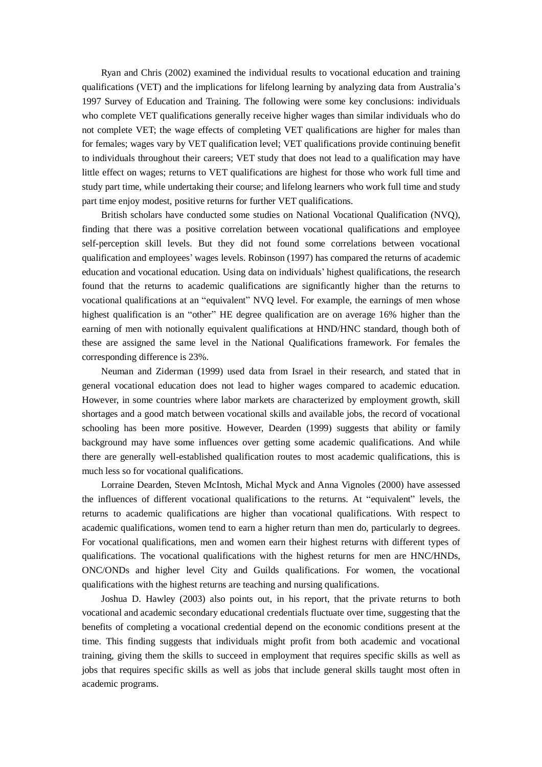Ryan and Chris (2002) examined the individual results to vocational education and training qualifications (VET) and the implications for lifelong learning by analyzing data from Australia's 1997 Survey of Education and Training. The following were some key conclusions: individuals who complete VET qualifications generally receive higher wages than similar individuals who do not complete VET; the wage effects of completing VET qualifications are higher for males than for females; wages vary by VET qualification level; VET qualifications provide continuing benefit to individuals throughout their careers; VET study that does not lead to a qualification may have little effect on wages; returns to VET qualifications are highest for those who work full time and study part time, while undertaking their course; and lifelong learners who work full time and study part time enjoy modest, positive returns for further VET qualifications.

British scholars have conducted some studies on National Vocational Qualification (NVQ), finding that there was a positive correlation between vocational qualifications and employee self-perception skill levels. But they did not found some correlations between vocational qualification and employees' wages levels. Robinson (1997) has compared the returns of academic education and vocational education. Using data on individuals' highest qualifications, the research found that the returns to academic qualifications are significantly higher than the returns to vocational qualifications at an "equivalent" NVQ level. For example, the earnings of men whose highest qualification is an "other" HE degree qualification are on average 16% higher than the earning of men with notionally equivalent qualifications at HND/HNC standard, though both of these are assigned the same level in the National Qualifications framework. For females the corresponding difference is 23%.

Neuman and Ziderman (1999) used data from Israel in their research, and stated that in general vocational education does not lead to higher wages compared to academic education. However, in some countries where labor markets are characterized by employment growth, skill shortages and a good match between vocational skills and available jobs, the record of vocational schooling has been more positive. However, Dearden (1999) suggests that ability or family background may have some influences over getting some academic qualifications. And while there are generally well-established qualification routes to most academic qualifications, this is much less so for vocational qualifications.

Lorraine Dearden, Steven McIntosh, Michal Myck and Anna Vignoles (2000) have assessed the influences of different vocational qualifications to the returns. At "equivalent" levels, the returns to academic qualifications are higher than vocational qualifications. With respect to academic qualifications, women tend to earn a higher return than men do, particularly to degrees. For vocational qualifications, men and women earn their highest returns with different types of qualifications. The vocational qualifications with the highest returns for men are HNC/HNDs, ONC/ONDs and higher level City and Guilds qualifications. For women, the vocational qualifications with the highest returns are teaching and nursing qualifications.

Joshua D. Hawley (2003) also points out, in his report, that the private returns to both vocational and academic secondary educational credentials fluctuate over time, suggesting that the benefits of completing a vocational credential depend on the economic conditions present at the time. This finding suggests that individuals might profit from both academic and vocational training, giving them the skills to succeed in employment that requires specific skills as well as jobs that requires specific skills as well as jobs that include general skills taught most often in academic programs.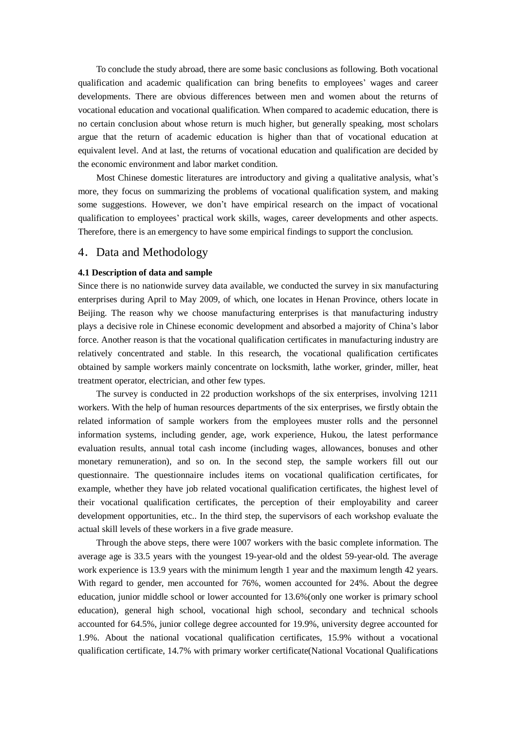To conclude the study abroad, there are some basic conclusions as following. Both vocational qualification and academic qualification can bring benefits to employees' wages and career developments. There are obvious differences between men and women about the returns of vocational education and vocational qualification. When compared to academic education, there is no certain conclusion about whose return is much higher, but generally speaking, most scholars argue that the return of academic education is higher than that of vocational education at equivalent level. And at last, the returns of vocational education and qualification are decided by the economic environment and labor market condition.

Most Chinese domestic literatures are introductory and giving a qualitative analysis, what's more, they focus on summarizing the problems of vocational qualification system, and making some suggestions. However, we don't have empirical research on the impact of vocational qualification to employees' practical work skills, wages, career developments and other aspects. Therefore, there is an emergency to have some empirical findings to support the conclusion.

## 4. Data and Methodology

**4.1 Description of data and sample**

Since there is no nationwide survey data available, we conducted the survey in six manufacturing enterprises during April to May 2009, of which, one locates in Henan Province, others locate in Beijing. The reason why we choose manufacturing enterprises is that manufacturing industry plays a decisive role in Chinese economic development and absorbed a majority of China's labor force. Another reason is that the vocational qualification certificates in manufacturing industry are relatively concentrated and stable. In this research, the vocational qualification certificates obtained by sample workers mainly concentrate on locksmith, lathe worker, grinder, miller, heat treatment operator, electrician, and other few types.

The survey is conducted in 22 production workshops of the six enterprises, involving 1211 workers. With the help of human resources departments of the six enterprises, we firstly obtain the related information of sample workers from the employees muster rolls and the personnel information systems, including gender, age, work experience, Hukou, the latest performance evaluation results, annual total cash income (including wages, allowances, bonuses and other monetary remuneration), and so on. In the second step, the sample workers fill out our questionnaire. The questionnaire includes items on vocational qualification certificates, for example, whether they have job related vocational qualification certificates, the highest level of their vocational qualification certificates, the perception of their employability and career development opportunities, etc.. In the third step, the supervisors of each workshop evaluate the actual skill levels of these workers in a five grade measure.

Through the above steps, there were 1007 workers with the basic complete information. The average age is 33.5 years with the youngest 19-year-old and the oldest 59-year-old. The average work experience is 13.9 years with the minimum length 1 year and the maximum length 42 years. With regard to gender, men accounted for 76%, women accounted for 24%. About the degree education, junior middle school or lower accounted for 13.6%(only one worker is primary school education), general high school, vocational high school, secondary and technical schools accounted for 64.5%, junior college degree accounted for 19.9%, university degree accounted for 1.9%. About the national vocational qualification certificates, 15.9% without a vocational qualification certificate, 14.7% with primary worker certificate(National Vocational Qualifications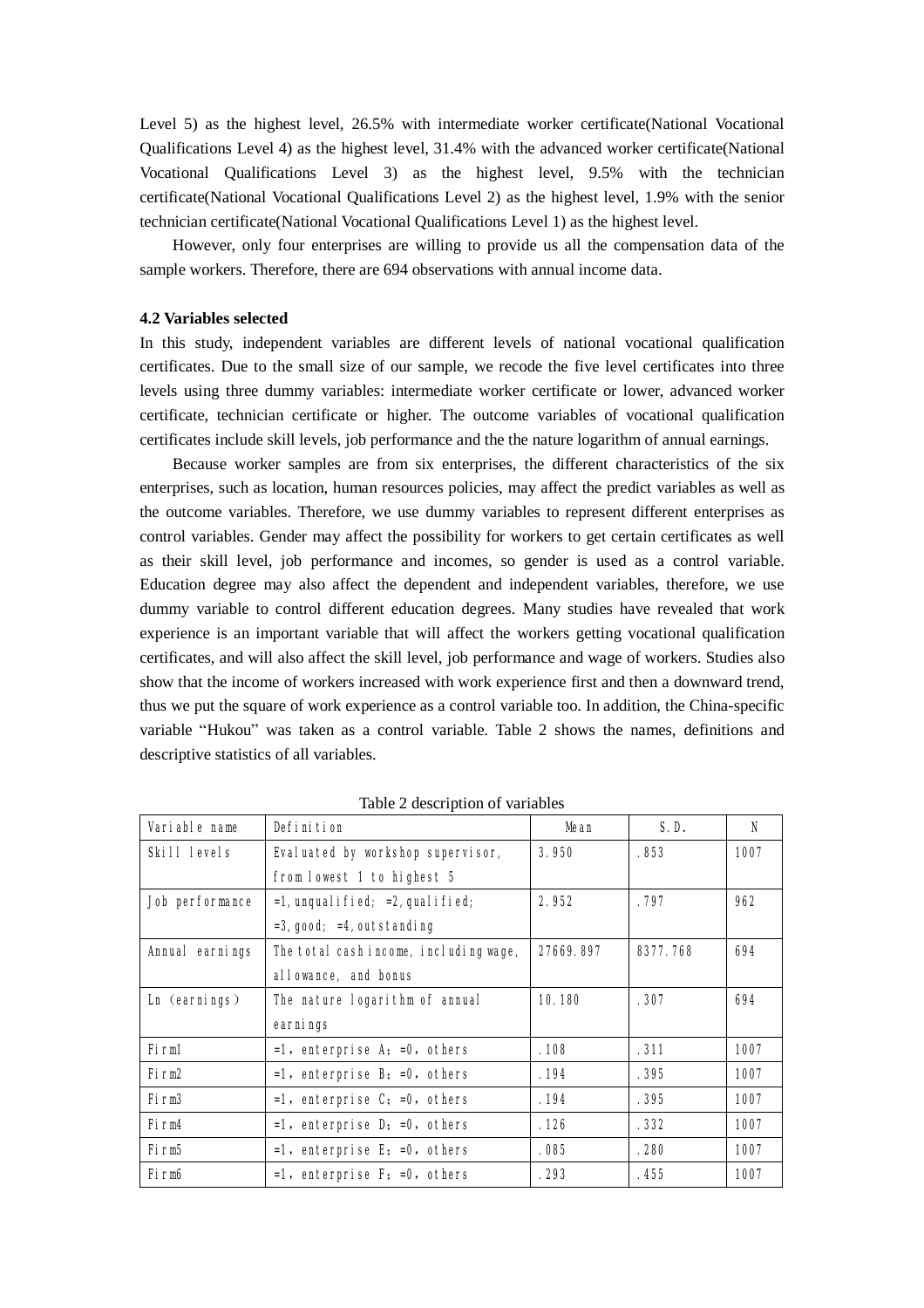Level 5) as the highest level, 26.5% with intermediate worker certificate(National Vocational Qualifications Level 4) as the highest level, 31.4% with the advanced worker certificate(National Vocational Qualifications Level 3) as the highest level, 9.5% with the technician certificate(National Vocational Qualifications Level 2) as the highest level, 1.9% with the senior technician certificate(National Vocational Qualifications Level 1) as the highest level.

However, only four enterprises are willing to provide us all the compensation data of the sample workers. Therefore, there are 694 observations with annual income data.

**4.2 Variables selected**

In this study, independent variables are different levels of national vocational qualification certificates. Due to the small size of our sample, we recode the five level certificates into three levels using three dummy variables: intermediate worker certificate or lower, advanced worker certificate, technician certificate or higher. The outcome variables of vocational qualification certificates include skill levels, job performance and the the nature logarithm of annual earnings.

Because worker samples are from six enterprises, the different characteristics of the six enterprises, such as location, human resources policies, may affect the predict variables as well as the outcome variables. Therefore, we use dummy variables to represent different enterprises as control variables. Gender may affect the possibility for workers to get certain certificates as well as their skill level, job performance and incomes, so gender is used as a control variable. Education degree may also affect the dependent and independent variables, therefore, we use dummy variable to control different education degrees. Many studies have revealed that work experience is an important variable that will affect the workers getting vocational qualification certificates, and will also affect the skill level, job performance and wage of workers. Studies also show that the income of workers increased with work experience first and then a downward trend, thus we put the square of work experience as a control variable too. In addition, the China-specific variable "Hukou" was taken as a control variable. Table 2 shows the names, definitions and descriptive statistics of all variables.

Table 2 description of variables

| Variable name | Definition | Mean | S.D. | N |
|---|---|---|---|---|
| Skill levels | Evaluated by workshop supervisor, from lowest 1 to highest 5 | 3.950 | .853 | 1007 |
| Job performance | =1, unqualified; =2, qualified; =3, good; =4, outstanding | 2.952 | .797 | 962 |
| Annual earnings | The total cash income, including wage, allowance, and bonus | 27669.897 | 8377.768 | 694 |
| Ln (earnings) | The nature logarithm of annual earnings | 10.180 | .307 | 694 |
| Firm1 | =1, enterprise A; =0, others | .108 | .311 | 1007 |
| Firm2 | =1, enterprise B; =0, others | .194 | .395 | 1007 |
| Firm3 | =1, enterprise C; =0, others | .194 | .395 | 1007 |
| Firm4 | =1, enterprise D; =0, others | .126 | .332 | 1007 |
| Firm5 | =1, enterprise E; =0, others | .085 | .280 | 1007 |
| Firm6 | =1, enterprise F; =0, others | .293 | .455 | 1007 |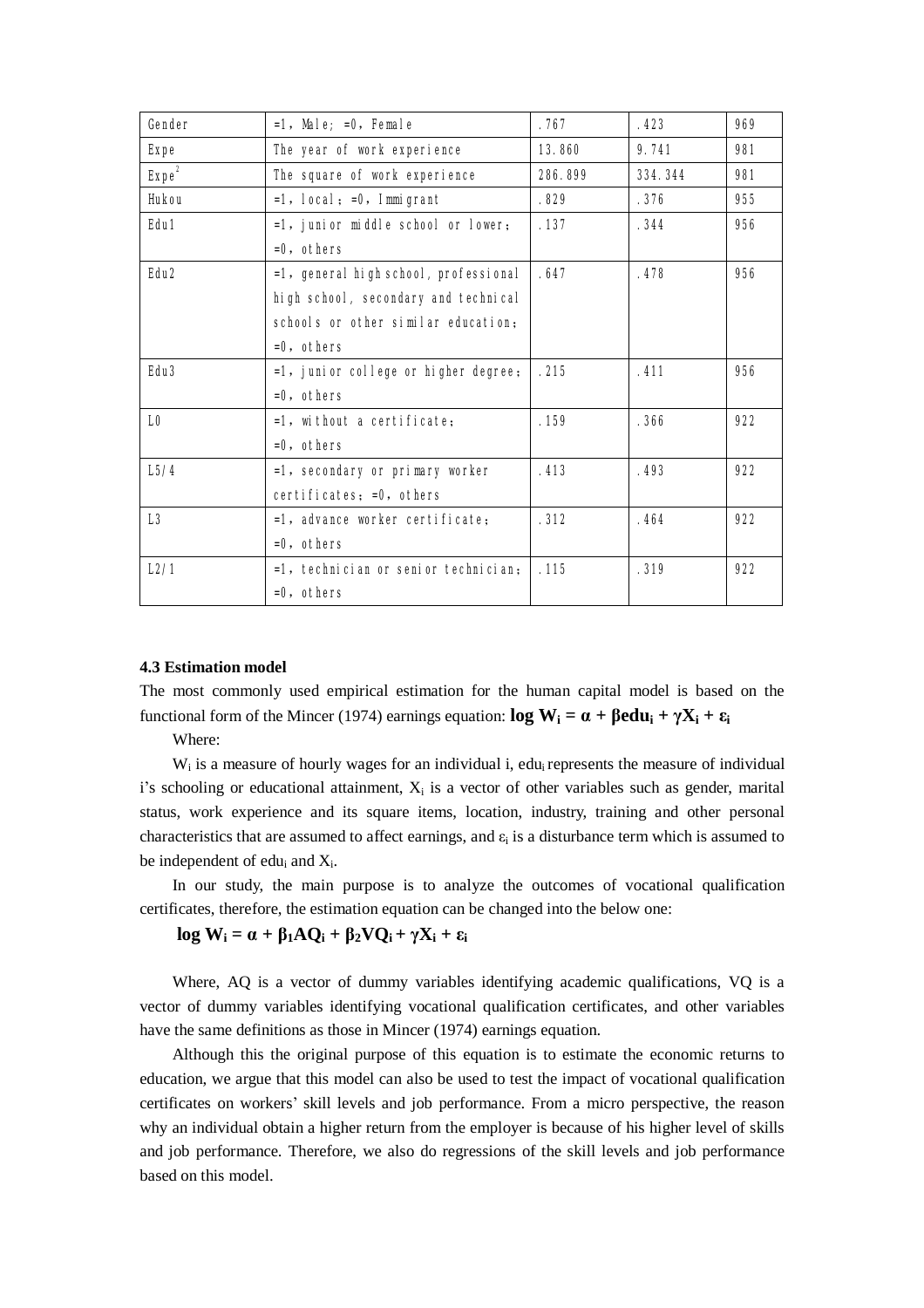| Gender | =1, Male; =0, Female | .767 | .423 | 969 |
|---|---|---|---|---|
| Expe | The year of work experience | 13.860 | 9.741 | 981 |
| $Expe^2$ | The square of work experience | 286.899 | 334.344 | 981 |
| Hukou | =1, local; =0, Immigrant | .829 | .376 | 955 |
| Edu1 | =1, junior middle school or lower; =0, others | .137 | .344 | 956 |
| Edu2 | =1, general high school, professional high school, secondary and technical schools or other similar education; =0, others | .647 | .478 | 956 |
| Edu3 | =1, junior college or higher degree; =0, others | .215 | .411 | 956 |
| L0 | =1, without a certificate; =0, others | .159 | .366 | 922 |
| L5/4 | =1, secondary or primary worker certificates; =0, others | .413 | .493 | 922 |
| L3 | =1, advance worker certificate; =0, others | .312 | .464 | 922 |
| L2/1 | =1, technician or senior technician; =0, others | .115 | .319 | 922 |

**4.3 Estimation model**

The most commonly used empirical estimation for the human capital model is based on the functional form of the Mincer (1974) earnings equation: $\log W_i = \alpha + \beta edu_i + \gamma X_i + \varepsilon_i$

Where:

$W_i$ is a measure of hourly wages for an individual i, $edu_i$ represents the measure of individual i's schooling or educational attainment, $X_i$ is a vector of other variables such as gender, marital status, work experience and its square items, location, industry, training and other personal characteristics that are assumed to affect earnings, and $\varepsilon_i$ is a disturbance term which is assumed to be independent of $edu_i$ and $X_i$.

In our study, the main purpose is to analyze the outcomes of vocational qualification certificates, therefore, the estimation equation can be changed into the below one:

$$\log W_i = \alpha + \beta_1 AQ_i + \beta_2 VQ_i + \gamma X_i + \varepsilon_i$$

Where, AQ is a vector of dummy variables identifying academic qualifications, VQ is a vector of dummy variables identifying vocational qualification certificates, and other variables have the same definitions as those in Mincer (1974) earnings equation.

Although this the original purpose of this equation is to estimate the economic returns to education, we argue that this model can also be used to test the impact of vocational qualification certificates on workers' skill levels and job performance. From a micro perspective, the reason why an individual obtain a higher return from the employer is because of his higher level of skills and job performance. Therefore, we also do regressions of the skill levels and job performance based on this model.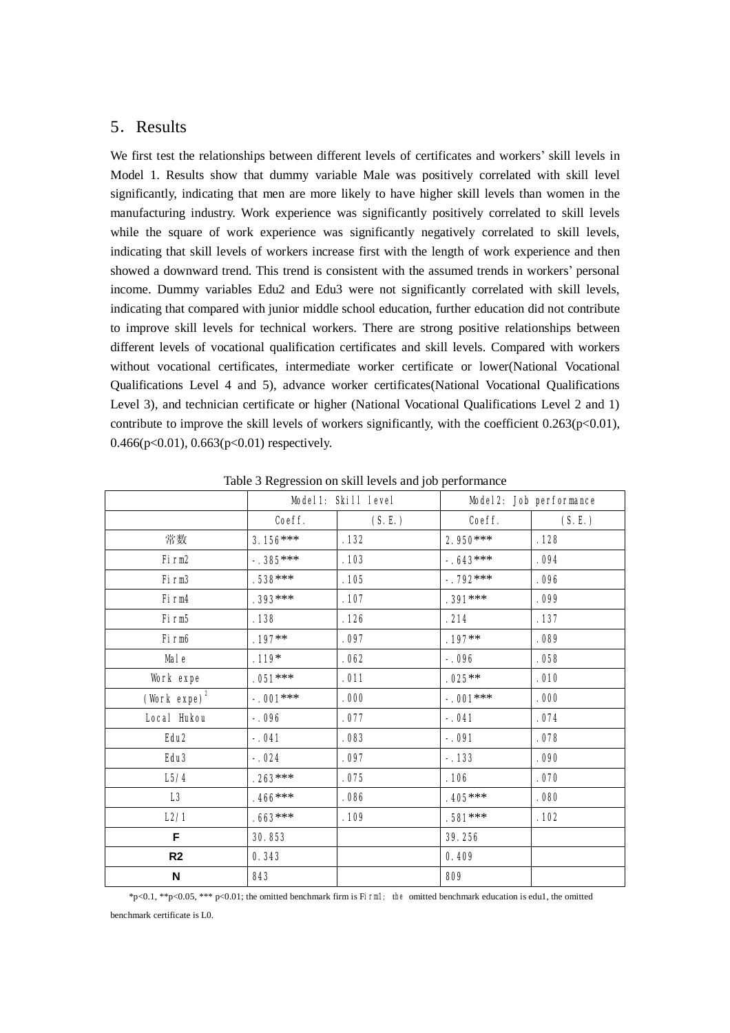## 5. Results

We first test the relationships between different levels of certificates and workers' skill levels in Model 1. Results show that dummy variable Male was positively correlated with skill level significantly, indicating that men are more likely to have higher skill levels than women in the manufacturing industry. Work experience was significantly positively correlated to skill levels while the square of work experience was significantly negatively correlated to skill levels, indicating that skill levels of workers increase first with the length of work experience and then showed a downward trend. This trend is consistent with the assumed trends in workers' personal income. Dummy variables Edu2 and Edu3 were not significantly correlated with skill levels, indicating that compared with junior middle school education, further education did not contribute to improve skill levels for technical workers. There are strong positive relationships between different levels of vocational qualification certificates and skill levels. Compared with workers without vocational certificates, intermediate worker certificate or lower(National Vocational Qualifications Level 4 and 5), advance worker certificates(National Vocational Qualifications Level 3), and technician certificate or higher (National Vocational Qualifications Level 2 and 1) contribute to improve the skill levels of workers significantly, with the coefficient 0.263($p<0.01$), 0.466($p<0.01$), 0.663($p<0.01$) respectively.

Table 3 Regression on skill levels and job performance

| | Model1: Skill level | | Model2: Job performance | |
|---|---|---|---|---|
| | Coeff. | (S.E.) | Coeff. | (S.E.) |
| 常数 | 3.156*** | .132 | 2.950*** | .128 |
| Firm2 | -.385*** | .103 | -.643*** | .094 |
| Firm3 | .538*** | .105 | -.792*** | .096 |
| Firm4 | .393*** | .107 | .391*** | .099 |
| Firm5 | .138 | .126 | .214 | .137 |
| Firm6 | .197** | .097 | .197** | .089 |
| Male | .119* | .062 | -.096 | .058 |
| Work expe | .051*** | .011 | .025** | .010 |
| $(\text{Work expe})^2$ | -.001*** | .000 | -.001*** | .000 |
| Local Hukou | -.096 | .077 | -.041 | .074 |
| Edu2 | -.041 | .083 | -.091 | .078 |
| Edu3 | -.024 | .097 | -.133 | .090 |
| L5/4 | .263*** | .075 | .106 | .070 |
| L3 | .466*** | .086 | .405*** | .080 |
| L2/1 | .663*** | .109 | .581*** | .102 |
| **F** | 30.853 | | 39.256 | |
| **R2** | 0.343 | | 0.409 | |
| **N** | 843 | | 809 | |

*$p<0.1$, **$p<0.05$, *** $p<0.01$; the omitted benchmark firm is Firm1; the omitted benchmark education is edu1, the omitted benchmark certificate is L0.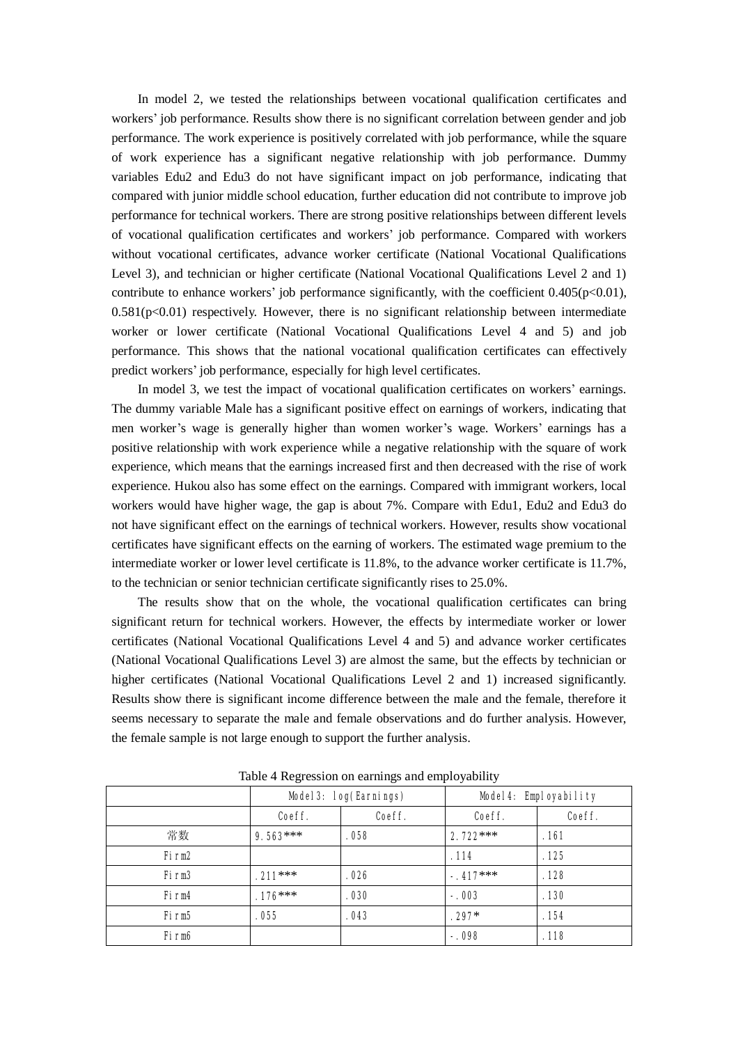In model 2, we tested the relationships between vocational qualification certificates and workers' job performance. Results show there is no significant correlation between gender and job performance. The work experience is positively correlated with job performance, while the square of work experience has a significant negative relationship with job performance. Dummy variables Edu2 and Edu3 do not have significant impact on job performance, indicating that compared with junior middle school education, further education did not contribute to improve job performance for technical workers. There are strong positive relationships between different levels of vocational qualification certificates and workers' job performance. Compared with workers without vocational certificates, advance worker certificate (National Vocational Qualifications Level 3), and technician or higher certificate (National Vocational Qualifications Level 2 and 1) contribute to enhance workers' job performance significantly, with the coefficient 0.405($p<0.01$), 0.581($p<0.01$) respectively. However, there is no significant relationship between intermediate worker or lower certificate (National Vocational Qualifications Level 4 and 5) and job performance. This shows that the national vocational qualification certificates can effectively predict workers' job performance, especially for high level certificates.

In model 3, we test the impact of vocational qualification certificates on workers' earnings. The dummy variable Male has a significant positive effect on earnings of workers, indicating that men worker's wage is generally higher than women worker's wage. Workers' earnings has a positive relationship with work experience while a negative relationship with the square of work experience, which means that the earnings increased first and then decreased with the rise of work experience. Hukou also has some effect on the earnings. Compared with immigrant workers, local workers would have higher wage, the gap is about 7%. Compare with Edu1, Edu2 and Edu3 do not have significant effect on the earnings of technical workers. However, results show vocational certificates have significant effects on the earning of workers. The estimated wage premium to the intermediate worker or lower level certificate is 11.8%, to the advance worker certificate is 11.7%, to the technician or senior technician certificate significantly rises to 25.0%.

The results show that on the whole, the vocational qualification certificates can bring significant return for technical workers. However, the effects by intermediate worker or lower certificates (National Vocational Qualifications Level 4 and 5) and advance worker certificates (National Vocational Qualifications Level 3) are almost the same, but the effects by technician or higher certificates (National Vocational Qualifications Level 2 and 1) increased significantly. Results show there is significant income difference between the male and the female, therefore it seems necessary to separate the male and female observations and do further analysis. However, the female sample is not large enough to support the further analysis.

Table 4 Regression on earnings and employability

| | Model3: log(Earnings) | | Model4: Employability | |
|---|---|---|---|---|
| | Coeff. | Coeff. | Coeff. | Coeff. |
| 常数 | 9.563*** | .058 | 2.722*** | .161 |
| Firm2 | | | .114 | .125 |
| Firm3 | .211*** | .026 | -.417*** | .128 |
| Firm4 | .176*** | .030 | -.003 | .130 |
| Firm5 | .055 | .043 | .297* | .154 |
| Firm6 | | | -.098 | .118 |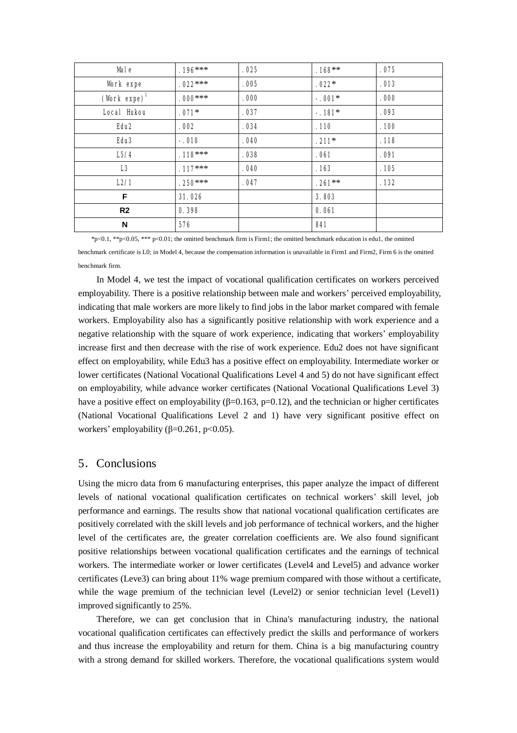| Male | .196*** | .025 | .168** | .075 |
|---|---|---|---|---|
| Work expe | .022*** | .005 | .022* | .013 |
| $(\text{Work expe})^2$ | .000*** | .000 | -.001* | .000 |
| Local Hukou | .071* | .037 | -.181* | .093 |
| Edu2 | .002 | .034 | .110 | .100 |
| Edu3 | -.010 | .040 | .211* | .118 |
| L5/4 | .118*** | .038 | .061 | .091 |
| L3 | .117*** | .040 | .163 | .105 |
| L2/1 | .250*** | .047 | .261** | .132 |
| **F** | 31.026 | | 3.803 | |
| **R2** | 0.398 | | 0.061 | |
| **N** | 576 | | 841 | |

*p<0.1, **p<0.05, *** p<0.01; the omitted benchmark firm is Firm1; the omitted benchmark education is edu1, the omitted benchmark certificate is L0; in Model 4, because the compensation information is unavailable in Firm1 and Firm2, Firm 6 is the omitted benchmark firm.

In Model 4, we test the impact of vocational qualification certificates on workers perceived employability. There is a positive relationship between male and workers' perceived employability, indicating that male workers are more likely to find jobs in the labor market compared with female workers. Employability also has a significantly positive relationship with work experience and a negative relationship with the square of work experience, indicating that workers' employability increase first and then decrease with the rise of work experience. Edu2 does not have significant effect on employability, while Edu3 has a positive effect on employability. Intermediate worker or lower certificates (National Vocational Qualifications Level 4 and 5) do not have significant effect on employability, while advance worker certificates (National Vocational Qualifications Level 3) have a positive effect on employability ($\beta$=0.163, p=0.12), and the technician or higher certificates (National Vocational Qualifications Level 2 and 1) have very significant positive effect on workers' employability ($\beta$=0.261, $p<0.05$).

## 5. Conclusions

Using the micro data from 6 manufacturing enterprises, this paper analyze the impact of different levels of national vocational qualification certificates on technical workers' skill level, job performance and earnings. The results show that national vocational qualification certificates are positively correlated with the skill levels and job performance of technical workers, and the higher level of the certificates are, the greater correlation coefficients are. We also found significant positive relationships between vocational qualification certificates and the earnings of technical workers. The intermediate worker or lower certificates (Level4 and Level5) and advance worker certificates (Leve3) can bring about 11% wage premium compared with those without a certificate, while the wage premium of the technician level (Level2) or senior technician level (Level1) improved significantly to 25%.

Therefore, we can get conclusion that in China's manufacturing industry, the national vocational qualification certificates can effectively predict the skills and performance of workers and thus increase the employability and return for them. China is a big manufacturing country with a strong demand for skilled workers. Therefore, the vocational qualifications system would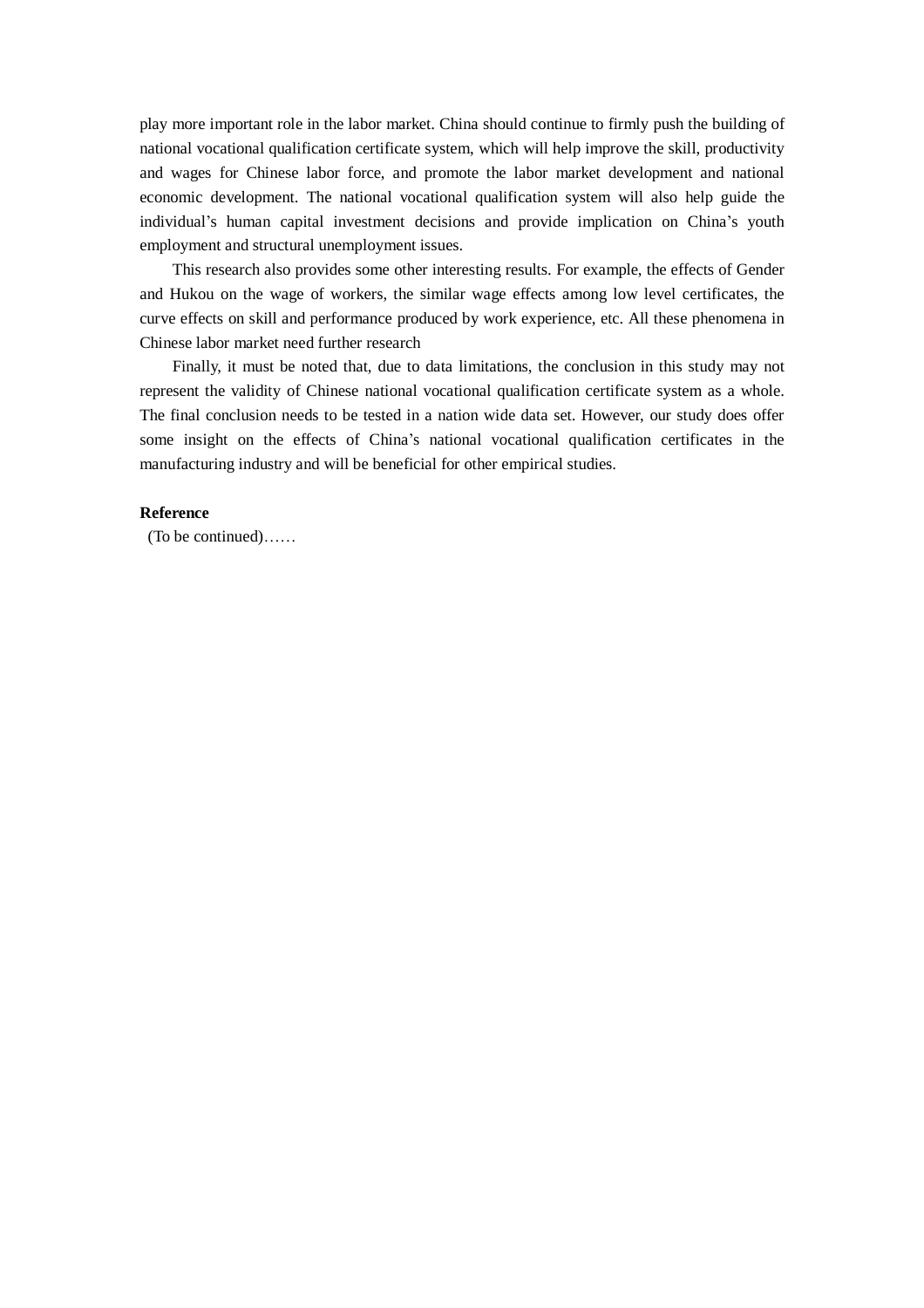play more important role in the labor market. China should continue to firmly push the building of national vocational qualification certificate system, which will help improve the skill, productivity and wages for Chinese labor force, and promote the labor market development and national economic development. The national vocational qualification system will also help guide the individual's human capital investment decisions and provide implication on China's youth employment and structural unemployment issues.

This research also provides some other interesting results. For example, the effects of Gender and Hukou on the wage of workers, the similar wage effects among low level certificates, the curve effects on skill and performance produced by work experience, etc. All these phenomena in Chinese labor market need further research

Finally, it must be noted that, due to data limitations, the conclusion in this study may not represent the validity of Chinese national vocational qualification certificate system as a whole. The final conclusion needs to be tested in a nation wide data set. However, our study does offer some insight on the effects of China's national vocational qualification certificates in the manufacturing industry and will be beneficial for other empirical studies.

**Reference**

(To be continued)……